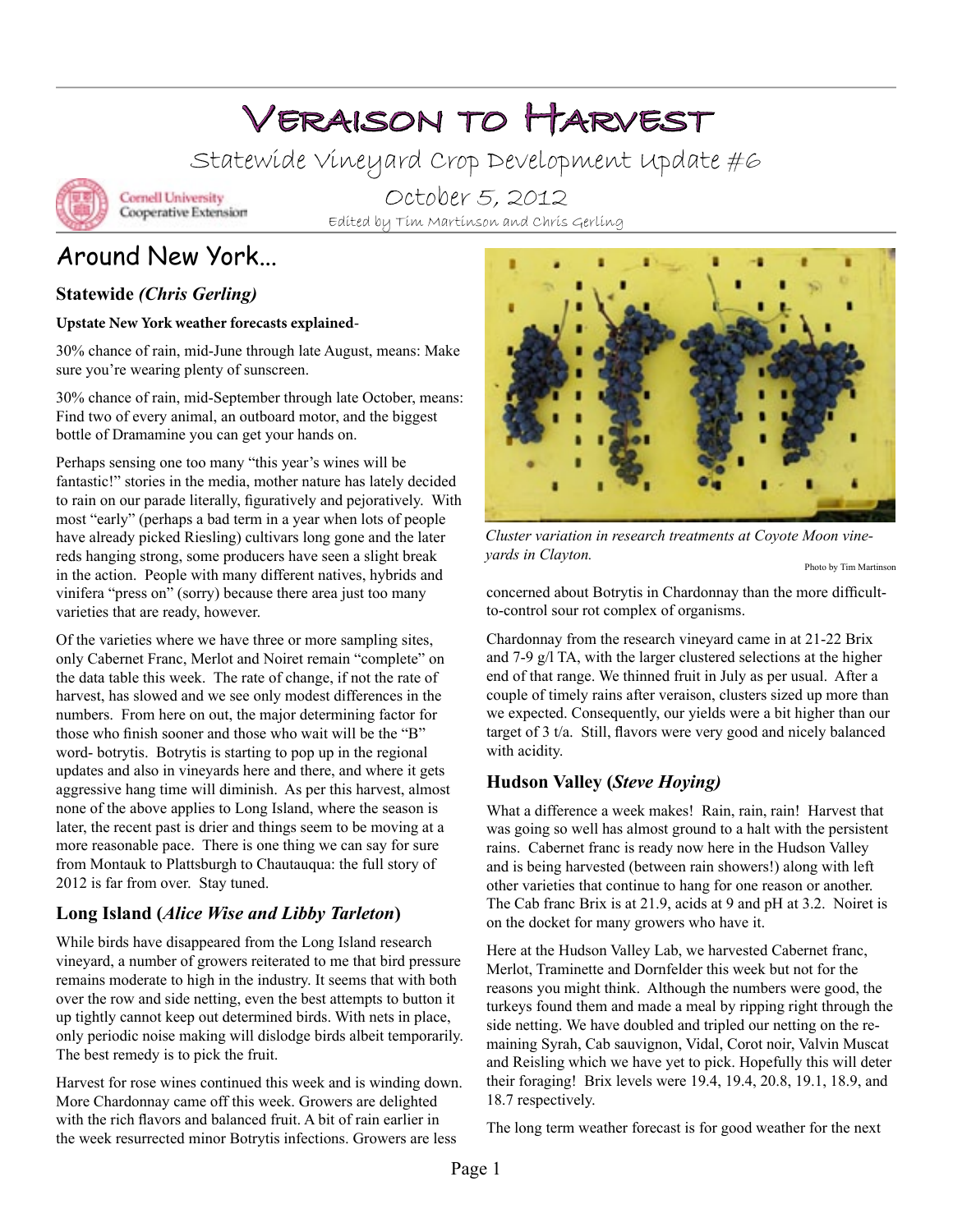# Veraison to Harvest

Statewide Vineyard Crop Development Update #6

October 5, 2012

Edited by Tim Martinson and Chris Gerling

## Around New York...

### Statewide *(Chris Gerling)*

**Upstate New York weather forecasts explained**-

30% chance of rain, mid-June through late August, means: Make sure you're wearing plenty of sunscreen.

30% chance of rain, mid-September through late October, means: Find two of every animal, an outboard motor, and the biggest bottle of Dramamine you can get your hands on.

Perhaps sensing one too many "this year's wines will be fantastic!" stories in the media, mother nature has lately decided to rain on our parade literally, figuratively and pejoratively. With most "early" (perhaps a bad term in a year when lots of people have already picked Riesling) cultivars long gone and the later reds hanging strong, some producers have seen a slight break in the action. People with many different natives, hybrids and vinifera "press on" (sorry) because there area just too many varieties that are ready, however.

Of the varieties where we have three or more sampling sites, only Cabernet Franc, Merlot and Noiret remain "complete" on the data table this week. The rate of change, if not the rate of harvest, has slowed and we see only modest differences in the numbers. From here on out, the major determining factor for those who finish sooner and those who wait will be the "B" word- botrytis. Botrytis is starting to pop up in the regional updates and also in vineyards here and there, and where it gets aggressive hang time will diminish. As per this harvest, almost none of the above applies to Long Island, where the season is later, the recent past is drier and things seem to be moving at a more reasonable pace. There is one thing we can say for sure from Montauk to Plattsburgh to Chautauqua: the full story of 2012 is far from over. Stay tuned.

### Long Island *(Alice Wise and Libby Tarleton)*

While birds have disappeared from the Long Island research vineyard, a number of growers reiterated to me that bird pressure remains moderate to high in the industry. It seems that with both over the row and side netting, even the best attempts to button it up tightly cannot keep out determined birds. With nets in place, only periodic noise making will dislodge birds albeit temporarily. The best remedy is to pick the fruit.

Harvest for rose wines continued this week and is winding down. More Chardonnay came off this week. Growers are delighted with the rich flavors and balanced fruit. A bit of rain earlier in the week resurrected minor Botrytis infections. Growers are less concerned about Botrytis in Chardonnay than the more difficult-to-control sour rot complex of organisms.

*Cluster variation in research treatments at Coyote Moon vineyards in Clayton.*

Photo by Tim Martinson

Chardonnay from the research vineyard came in at 21-22 Brix and 7-9 g/l TA, with the larger clustered selections at the higher end of that range. We thinned fruit in July as per usual. After a couple of timely rains after veraison, clusters sized up more than we expected. Consequently, our yields were a bit higher than our target of 3 t/a. Still, flavors were very good and nicely balanced with acidity.

### Hudson Valley *(Steve Hoying)*

What a difference a week makes! Rain, rain, rain! Harvest that was going so well has almost ground to a halt with the persistent rains. Cabernet franc is ready now here in the Hudson Valley and is being harvested (between rain showers!) along with left other varieties that continue to hang for one reason or another. The Cab franc Brix is at 21.9, acids at 9 and pH at 3.2. Noiret is on the docket for many growers who have it.

Here at the Hudson Valley Lab, we harvested Cabernet franc, Merlot, Traminette and Dornfelder this week but not for the reasons you might think. Although the numbers were good, the turkeys found them and made a meal by ripping right through the side netting. We have doubled and tripled our netting on the remaining Syrah, Cab sauvignon, Vidal, Corot noir, Valvin Muscat and Reisling which we have yet to pick. Hopefully this will deter their foraging! Brix levels were 19.4, 19.4, 20.8, 19.1, 18.9, and 18.7 respectively.

The long term weather forecast is for good weather for the next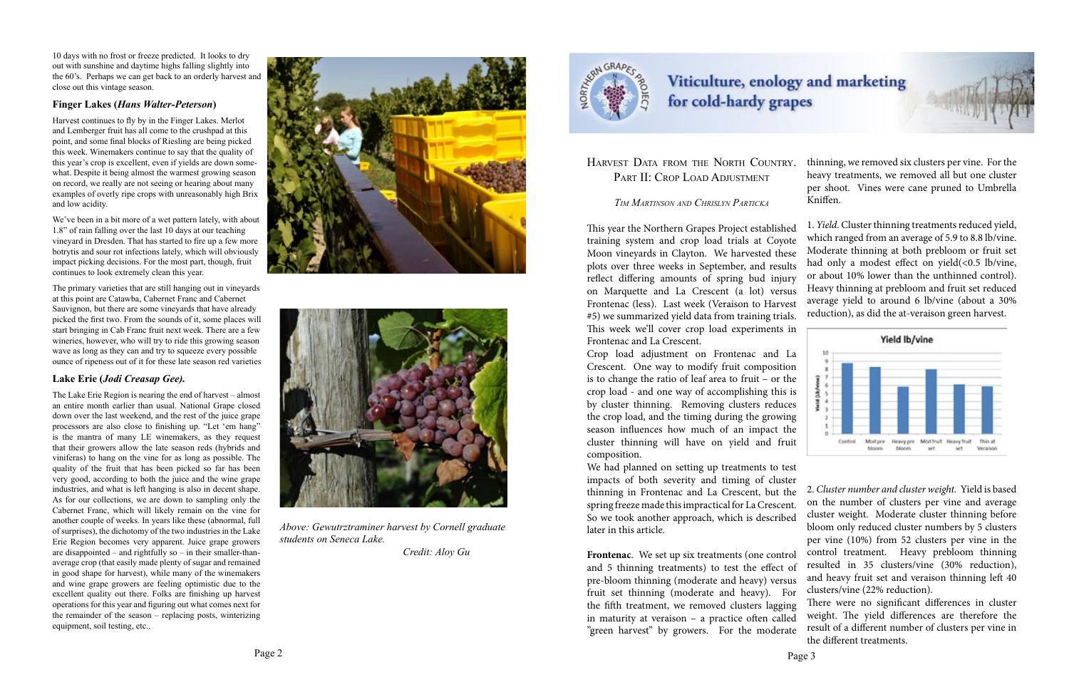10 days with no frost or freeze predicted. It looks to dry out with sunshine and daytime highs falling slightly into the 60's. Perhaps we can get back to an orderly harvest and close out this vintage season.

### Finger Lakes (*Hans Walter-Peterson*)

Harvest continues to fly by in the Finger Lakes. Merlot and Lemberger fruit has all come to the crushpad at this point, and some final blocks of Riesling are being picked this week. Winemakers continue to say that the quality of this year's crop is excellent, even if yields are down somewhat. Despite it being almost the warmest growing season on record, we really are not seeing or hearing about many examples of overly ripe crops with unreasonably high Brix and low acidity.

We've been in a bit more of a wet pattern lately, with about 1.8" of rain falling over the last 10 days at our teaching vineyard in Dresden. That has started to fire up a few more botrytis and sour rot infections lately, which will obviously impact picking decisions. For the most part, though, fruit continues to look extremely clean this year.

The primary varieties that are still hanging out in vineyards at this point are Catawba, Cabernet Franc and Cabernet Sauvignon, but there are some vineyards that have already picked the first two. From the sounds of it, some places will start bringing in Cab Franc fruit next week. There are a few wineries, however, who will try to ride this growing season wave as long as they can and try to squeeze every possible ounce of ripeness out of it for these late season red varieties

### Lake Erie (*Jodi Creasap Gee*).

The Lake Erie Region is nearing the end of harvest – almost an entire month earlier than usual. National Grape closed down over the last weekend, and the rest of the juice grape processors are also close to finishing up. "Let 'em hang" is the mantra of many LE winemakers, as they request that their growers allow the late season reds (hybrids and viniferas) to hang on the vine for as long as possible. The quality of the fruit that has been picked so far has been very good, according to both the juice and the wine grape industries, and what is left hanging is also in decent shape. As for our collections, we are down to sampling only the Cabernet Franc, which will likely remain on the vine for another couple of weeks. In years like these (abnormal, full of surprises), the dichotomy of the two industries in the Lake Erie Region becomes very apparent. Juice grape growers are disappointed – and rightfully so – in their smaller-than-average crop (that easily made plenty of sugar and remained in good shape for harvest), while many of the winemakers and wine grape growers are feeling optimistic due to the excellent quality out there. Folks are finishing up harvest operations for this year and figuring out what comes next for the remainder of the season – replacing posts, winterizing equipment, soil testing, etc..

*Above: Gewutrztraminer harvest by Cornell graduate students on Seneca Lake.*

*Credit: Aloy Gu*

Northern Grapes Project

**Viticulture, enology and marketing for cold-hardy grapes**

## Harvest Data from the North Country. Part II: Crop Load Adjustment

*Tim Martinson and Chrislyn Particka*

This year the Northern Grapes Project established training system and crop load trials at Coyote Moon vineyards in Clayton. We harvested these plots over three weeks in September, and results reflect differing amounts of spring bud injury on Marquette and La Crescent (a lot) versus Frontenac (less). Last week (Veraison to Harvest #5) we summarized yield data from training trials. This week we'll cover crop load experiments in Frontenac and La Crescent.

Crop load adjustment on Frontenac and La Crescent. One way to modify fruit composition is to change the ratio of leaf area to fruit – or the crop load - and one way of accomplishing this is by cluster thinning. Removing clusters reduces the crop load, and the timing during the growing season influences how much of an impact the cluster thinning will have on yield and fruit composition.

We had planned on setting up treatments to test impacts of both severity and timing of cluster thinning in Frontenac and La Crescent, but the spring freeze made this impractical for La Crescent. So we took another approach, which is described later in this article.

**Frontenac**. We set up six treatments (one control and 5 thinning treatments) to test the effect of pre-bloom thinning (moderate and heavy) versus fruit set thinning (moderate and heavy). For the fifth treatment, we removed clusters lagging in maturity at veraison – a practice often called "green harvest" by growers. For the moderate thinning, we removed six clusters per vine. For the heavy treatments, we removed all but one cluster per shoot. Vines were cane pruned to Umbrella Kniffen.

1. *Yield*. Cluster thinning treatments reduced yield, which ranged from an average of 5.9 to 8.8 lb/vine. Moderate thinning at both prebloom or fruit set had only a modest effect on yield(<0.5 lb/vine, or about 10% lower than the unthinned control). Heavy thinning at prebloom and fruit set reduced average yield to around 6 lb/vine (about a 30% reduction), as did the at-veraison green harvest.

Yield lb/vine

Yield (lb/vine)

0 1 2 3 4 5 6 7 8 9 10

Control, Mod pre bloom, Heavy pre bloom, Mod fruit set, Heavy fruit set, Thin at Veraison

2. *Cluster number and cluster weight.* Yield is based on the number of clusters per vine and average cluster weight. Moderate cluster thinning before bloom only reduced cluster numbers by 5 clusters per vine (10%) from 52 clusters per vine in the control treatment. Heavy prebloom thinning resulted in 35 clusters/vine (30% reduction), and heavy fruit set and veraison thinning left 40 clusters/vine (22% reduction).

There were no significant differences in cluster weight. The yield differences are therefore the result of a different number of clusters per vine in the different treatments.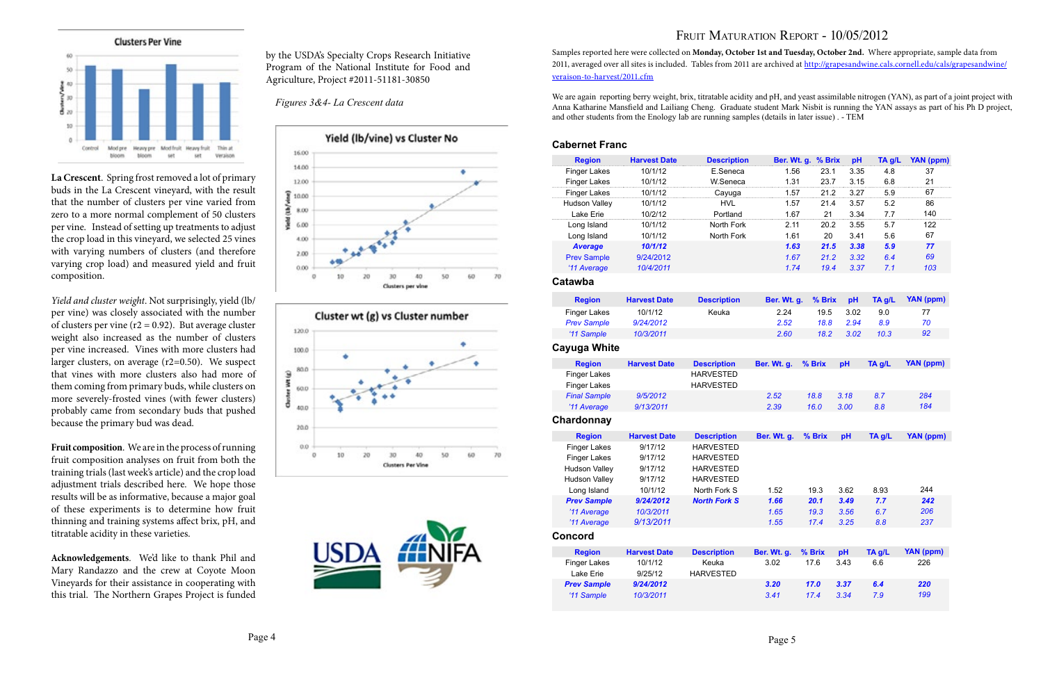Clusters Per Vine

60
50
40
30
20
10
0

Clusters/Vine

Control | Mod pre bloom | Heavy pre bloom | Mod fruit set | Heavy fruit set | Thin at veraison

**La Crescent**. Spring frost removed a lot of primary buds in the La Crescent vineyard, with the result that the number of clusters per vine varied from zero to a more normal complement of 50 clusters per vine. Instead of setting up treatments to adjust the crop load in this vineyard, we selected 25 vines with varying numbers of clusters (and therefore varying crop load) and measured yield and fruit composition.

*Yield and cluster weight*. Not surprisingly, yield (lb/per vine) was closely associated with the number of clusters per vine ($r2 = 0.92$). But average cluster weight also increased as the number of clusters per vine increased. Vines with more clusters had larger clusters, on average ($r2=0.50$). We suspect that vines with more clusters also had more of them coming from primary buds, while clusters on more severely-frosted vines (with fewer clusters) probably came from secondary buds that pushed because the primary bud was dead.

**Fruit composition**. We are in the process of running fruit composition analyses on fruit from both the training trials (last week's article) and the crop load adjustment trials described here. We hope those results will be as informative, because a major goal of these experiments is to determine how fruit thinning and training systems affect brix, pH, and titratable acidity in these varieties.

**Acknowledgements**. We'd like to thank Phil and Mary Randazzo and the crew at Coyote Moon Vineyards for their assistance in cooperating with this trial. The Northern Grapes Project is funded by the USDA's Specialty Crops Research Initiative Program of the National Institute for Food and Agriculture, Project #2011-51181-30850

*Figures 3&4- La Crescent data*

Yield (lb/vine) vs Cluster No

Yield (lb/vine)

16.00
14.00
12.00
10.00
8.00
6.00
4.00
2.00
0.00

0 10 20 30 40 50 60 70

Clusters per vine

Cluster wt (g) vs Cluster number

Cluster Wt (g)

120.0
100.0
80.0
60.0
40.0
20.0
0.0

0 10 20 30 40 50 60 70

Clusters Per Vine

USDA NIFA

# Fruit Maturation Report - 10/05/2012

Samples reported here were collected on **Monday, October 1st and Tuesday, October 2nd.** Where appropriate, sample data from 2011, averaged over all sites is included. Tables from 2011 are archived at http://grapesandwine.cals.cornell.edu/cals/grapesandwine/veraison-to-harvest/2011.cfm

We are again reporting berry weight, brix, titratable acidity and pH, and yeast assimilable nitrogen (YAN), as part of a joint project with Anna Katharine Mansfield and Lailiang Cheng. Graduate student Mark Nisbit is running the YAN assays as part of his Ph D project, and other students from the Enology lab are running samples (details in later issue) . - TEM

## Cabernet Franc

| Region | Harvest Date | Description | Ber. Wt. g. | % Brix | pH | TA g/L | YAN (ppm) |
|---|---|---|---|---|---|---|---|
| Finger Lakes | 10/1/12 | E.Seneca | 1.56 | 23.1 | 3.35 | 4.8 | 37 |
| Finger Lakes | 10/1/12 | W.Seneca | 1.31 | 23.7 | 3.15 | 6.8 | 21 |
| Finger Lakes | 10/1/12 | Cayuga | 1.57 | 21.2 | 3.27 | 5.9 | 67 |
| Hudson Valley | 10/1/12 | HVL | 1.57 | 21.4 | 3.57 | 5.2 | 86 |
| Lake Erie | 10/2/12 | Portland | 1.67 | 21 | 3.34 | 7.7 | 140 |
| Long Island | 10/1/12 | North Fork | 2.11 | 20.2 | 3.55 | 5.7 | 122 |
| Long Island | 10/1/12 | North Fork | 1.61 | 20 | 3.41 | 5.6 | 67 |
| ***Average*** | ***10/1/12*** | | ***1.63*** | ***21.5*** | ***3.38*** | ***5.9*** | ***77*** |
| *Prev Sample* | *9/24/2012* | | *1.67* | *21.2* | *3.32* | *6.4* | *69* |
| *'11 Average* | *10/4/2011* | | *1.74* | *19.4* | *3.37* | *7.1* | *103* |

## Catawba

| Region | Harvest Date | Description | Ber. Wt. g. | % Brix | pH | TA g/L | YAN (ppm) |
|---|---|---|---|---|---|---|---|
| Finger Lakes | 10/1/12 | Keuka | 2.24 | 19.5 | 3.02 | 9.0 | 77 |
| *Prev Sample* | *9/24/2012* | | *2.52* | *18.8* | *2.94* | *8.9* | *70* |
| *'11 Sample* | *10/3/2011* | | *2.60* | *18.2* | *3.02* | *10.3* | *92* |

## Cayuga White

| Region | Harvest Date | Description | Ber. Wt. g. | % Brix | pH | TA g/L | YAN (ppm) |
|---|---|---|---|---|---|---|---|
| Finger Lakes | | HARVESTED | | | | | |
| Finger Lakes | | HARVESTED | | | | | |
| *Final Sample* | *9/5/2012* | | *2.52* | *18.8* | *3.18* | *8.7* | *284* |
| *'11 Average* | *9/13/2011* | | *2.39* | *16.0* | *3.00* | *8.8* | *184* |

## Chardonnay

| Region | Harvest Date | Description | Ber. Wt. g. | % Brix | pH | TA g/L | YAN (ppm) |
|---|---|---|---|---|---|---|---|
| Finger Lakes | 9/17/12 | HARVESTED | | | | | |
| Finger Lakes | 9/17/12 | HARVESTED | | | | | |
| Hudson Valley | 9/17/12 | HARVESTED | | | | | |
| Hudson Valley | 9/17/12 | HARVESTED | | | | | |
| Long Island | 10/1/12 | North Fork S | 1.52 | 19.3 | 3.62 | 8.93 | 244 |
| ***Prev Sample*** | ***9/24/2012*** | ***North Fork S*** | ***1.66*** | ***20.1*** | ***3.49*** | ***7.7*** | ***242*** |
| *'11 Average* | *10/3/2011* | | *1.65* | *19.3* | *3.56* | *6.7* | *206* |
| *'11 Average* | *9/13/2011* | | *1.55* | *17.4* | *3.25* | *8.8* | *237* |

## Concord

| Region | Harvest Date | Description | Ber. Wt. g. | % Brix | pH | TA g/L | YAN (ppm) |
|---|---|---|---|---|---|---|---|
| Finger Lakes | 10/1/12 | Keuka | 3.02 | 17.6 | 3.43 | 6.6 | 226 |
| Lake Erie | 9/25/12 | HARVESTED | | | | | |
| ***Prev Sample*** | ***9/24/2012*** | | ***3.20*** | ***17.0*** | ***3.37*** | ***6.4*** | ***220*** |
| *'11 Sample* | *10/3/2011* | | *3.41* | *17.4* | *3.34* | *7.9* | *199* |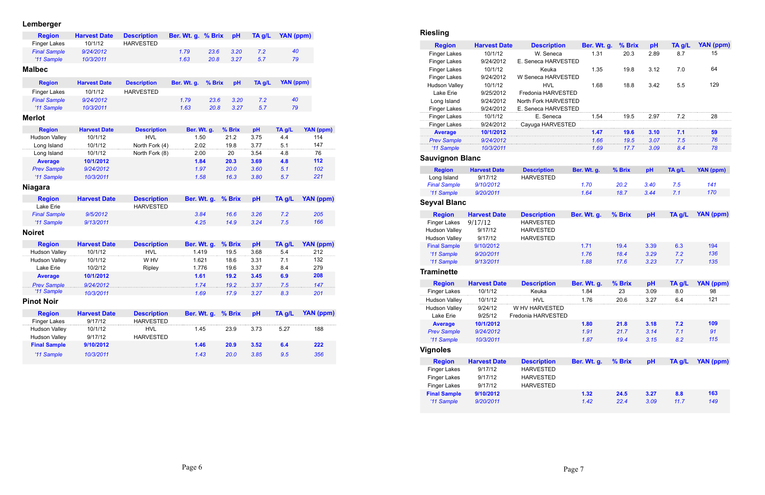## Lemberger

| Region | Harvest Date | Description | Ber. Wt. g. | % Brix | pH | TA g/L | YAN (ppm) |
|---|---|---|---|---|---|---|---|
| Finger Lakes | 10/1/12 | HARVESTED | | | | | |
| *Final Sample* | *9/24/2012* | | *1.79* | *23.6* | *3.20* | *7.2* | *40* |
| *'11 Sample* | *10/3/2011* | | *1.63* | *20.8* | *3.27* | *5.7* | *79* |

## Malbec

| Region | Harvest Date | Description | Ber. Wt. g. | % Brix | pH | TA g/L | YAN (ppm) |
|---|---|---|---|---|---|---|---|
| Finger Lakes | 10/1/12 | HARVESTED | | | | | |
| *Final Sample* | *9/24/2012* | | *1.79* | *23.6* | *3.20* | *7.2* | *40* |
| *'11 Sample* | *10/3/2011* | | *1.63* | *20.8* | *3.27* | *5.7* | *79* |

## Merlot

| Region | Harvest Date | Description | Ber. Wt. g. | % Brix | pH | TA g/L | YAN (ppm) |
|---|---|---|---|---|---|---|---|
| Hudson Valley | 10/1/12 | HVL | 1.50 | 21.2 | 3.75 | 4.4 | 114 |
| Long Island | 10/1/12 | North Fork (4) | 2.02 | 19.8 | 3.77 | 5.1 | 147 |
| Long Island | 10/1/12 | North Fork (8) | 2.00 | 20 | 3.54 | 4.8 | 76 |
| **Average** | **10/1/2012** | | **1.84** | **20.3** | **3.69** | **4.8** | **112** |
| *Prev Sample* | *9/24/2012* | | *1.97* | *20.0* | *3.60* | *5.1* | *102* |
| *'11 Sample* | *10/3/2011* | | *1.58* | *16.3* | *3.80* | *5.7* | *221* |

## Niagara

| Region | Harvest Date | Description | Ber. Wt. g. | % Brix | pH | TA g/L | YAN (ppm) |
|---|---|---|---|---|---|---|---|
| Lake Erie | | HARVESTED | | | | | |
| *Final Sample* | *9/5/2012* | | *3.84* | *16.6* | *3.26* | *7.2* | *205* |
| *'11 Sample* | *9/13/2011* | | *4.25* | *14.9* | *3.24* | *7.5* | *166* |

## Noiret

| Region | Harvest Date | Description | Ber. Wt. g. | % Brix | pH | TA g/L | YAN (ppm) |
|---|---|---|---|---|---|---|---|
| Hudson Valley | 10/1/12 | HVL | 1.419 | 19.5 | 3.68 | 5.4 | 212 |
| Hudson Valley | 10/1/12 | W HV | 1.621 | 18.6 | 3.31 | 7.1 | 132 |
| Lake Erie | 10/2/12 | Ripley | 1.776 | 19.6 | 3.37 | 8.4 | 279 |
| **Average** | **10/1/2012** | | **1.61** | **19.2** | **3.45** | **6.9** | **208** |
| *Prev Sample* | *9/24/2012* | | *1.74* | *19.2* | *3.37* | *7.5* | *147* |
| *'11 Sample* | *10/3/2011* | | *1.69* | *17.9* | *3.27* | *8.3* | *201* |

## Pinot Noir

| Region | Harvest Date | Description | Ber. Wt. g. | % Brix | pH | TA g/L | YAN (ppm) |
|---|---|---|---|---|---|---|---|
| Finger Lakes | 9/17/12 | HARVESTED | | | | | |
| Hudson Valley | 10/1/12 | HVL | 1.45 | 23.9 | 3.73 | 5.27 | 188 |
| Hudson Valley | 9/17/12 | HARVESTED | | | | | |
| **Final Sample** | **9/10/2012** | | **1.46** | **20.9** | **3.52** | **6.4** | **222** |
| *'11 Sample* | *10/3/2011* | | *1.43* | *20.0* | *3.85* | *9.5* | *356* |

## Riesling

| Region | Harvest Date | Description | Ber. Wt. g. | % Brix | pH | TA g/L | YAN (ppm) |
|---|---|---|---|---|---|---|---|
| Finger Lakes | 10/1/12 | W. Seneca | 1.31 | 20.3 | 2.89 | 8.7 | 15 |
| Finger Lakes | 9/24/2012 | E. Seneca HARVESTED | | | | | |
| Finger Lakes | 10/1/12 | Keuka | 1.35 | 19.8 | 3.12 | 7.0 | 64 |
| Finger Lakes | 9/24/2012 | W Seneca HARVESTED | | | | | |
| Hudson Valley | 10/1/12 | HVL | 1.68 | 18.8 | 3.42 | 5.5 | 129 |
| Lake Erie | 9/25/2012 | Fredonia HARVESTED | | | | | |
| Long Island | 9/24/2012 | North Fork HARVESTED | | | | | |
| Finger Lakes | 9/24/2012 | E. Seneca HARVESTED | | | | | |
| Finger Lakes | 10/1/12 | E. Seneca | 1.54 | 19.5 | 2.97 | 7.2 | 28 |
| Finger Lakes | 9/24/2012 | Cayuga HARVESTED | | | | | |
| **Average** | **10/1/2012** | | **1.47** | **19.6** | **3.10** | **7.1** | **59** |
| *Prev Sample* | *9/24/2012* | | *1.66* | *19.5* | *3.07* | *7.5* | *76* |
| *'11 Sample* | *10/3/2011* | | *1.69* | *17.7* | *3.09* | *8.4* | *78* |

## Sauvignon Blanc

| Region | Harvest Date | Description | Ber. Wt. g. | % Brix | pH | TA g/L | YAN (ppm) |
|---|---|---|---|---|---|---|---|
| Long Island | 9/17/12 | HARVESTED | | | | | |
| *Final Sample* | *9/10/2012* | | *1.70* | *20.2* | *3.40* | *7.5* | *141* |
| *'11 Sample* | *9/20/2011* | | *1.64* | *18.7* | *3.44* | *7.1* | *170* |

## Seyval Blanc

| Region | Harvest Date | Description | Ber. Wt. g. | % Brix | pH | TA g/L | YAN (ppm) |
|---|---|---|---|---|---|---|---|
| Finger Lakes | 9/17/12 | HARVESTED | | | | | |
| Hudson Valley | 9/17/12 | HARVESTED | | | | | |
| Hudson Valley | 9/17/12 | HARVESTED | | | | | |
| *Final Sample* | *9/10/2012* | | *1.71* | *19.4* | *3.39* | *6.3* | *194* |
| *'11 Sample* | *9/20/2011* | | *1.76* | *18.4* | *3.29* | *7.2* | *136* |
| *'11 Sample* | *9/13/2011* | | *1.88* | *17.6* | *3.23* | *7.7* | *135* |

## Traminette

| Region | Harvest Date | Description | Ber. Wt. g. | % Brix | pH | TA g/L | YAN (ppm) |
|---|---|---|---|---|---|---|---|
| Finger Lakes | 10/1/12 | Keuka | 1.84 | 23 | 3.09 | 8.0 | 98 |
| Hudson Valley | 10/1/12 | HVL | 1.76 | 20.6 | 3.27 | 6.4 | 121 |
| Hudson Valley | 9/24/12 | W HV HARVESTED | | | | | |
| Lake Erie | 9/25/12 | Fredonia HARVESTED | | | | | |
| **Average** | **10/1/2012** | | **1.80** | **21.8** | **3.18** | **7.2** | **109** |
| *Prev Sample* | *9/24/2012* | | *1.91* | *21.7* | *3.14* | *7.1* | *91* |
| *'11 Sample* | *10/3/2011* | | *1.87* | *19.4* | *3.15* | *8.2* | *115* |

## Vignoles

| Region | Harvest Date | Description | Ber. Wt. g. | % Brix | pH | TA g/L | YAN (ppm) |
|---|---|---|---|---|---|---|---|
| Finger Lakes | 9/17/12 | HARVESTED | | | | | |
| Finger Lakes | 9/17/12 | HARVESTED | | | | | |
| Finger Lakes | 9/17/12 | HARVESTED | | | | | |
| **Final Sample** | **9/10/2012** | | **1.32** | **24.5** | **3.27** | **8.8** | **163** |
| *'11 Sample* | *9/20/2011* | | *1.42* | *22.4* | *3.09* | *11.7* | *149* |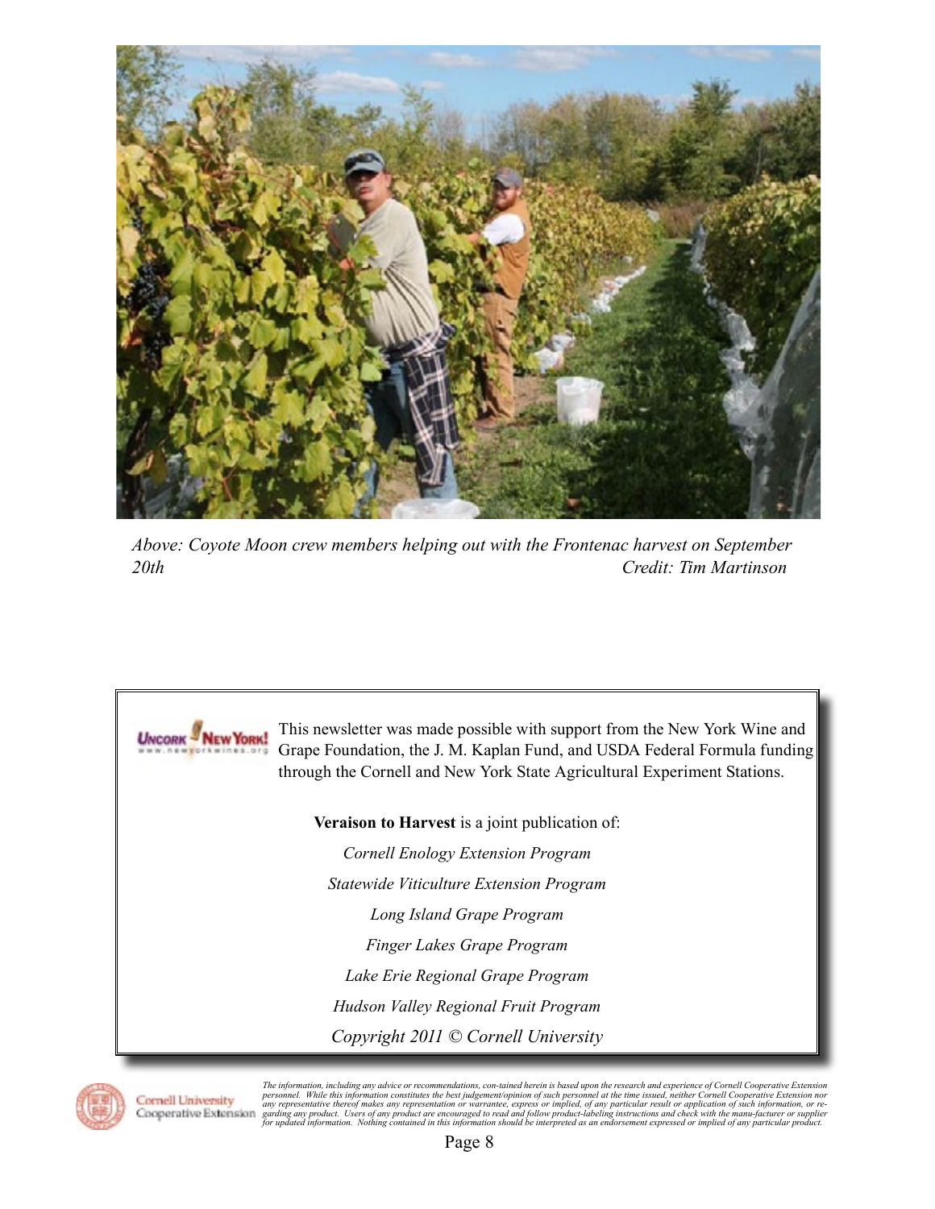*Above: Coyote Moon crew members helping out with the Frontenac harvest on September 20th* *Credit: Tim Martinson*

This newsletter was made possible with support from the New York Wine and Grape Foundation, the J. M. Kaplan Fund, and USDA Federal Formula funding through the Cornell and New York State Agricultural Experiment Stations.

**Veraison to Harvest** is a joint publication of:

*Cornell Enology Extension Program*

*Statewide Viticulture Extension Program*

*Long Island Grape Program*

*Finger Lakes Grape Program*

*Lake Erie Regional Grape Program*

*Hudson Valley Regional Fruit Program*

*Copyright 2011 © Cornell University*

*The information, including any advice or recommendations, con-tained herein is based upon the research and experience of Cornell Cooperative Extension personnel. While this information constitutes the best judgement/opinion of such personnel at the time issued, neither Cornell Cooperative Extension nor any representative thereof makes any representation or warrantee, express or implied, of any particular result or application of such information, or re-garding any product. Users of any product are encouraged to read and follow product-labeling instructions and check with the manu-facturer or supplier for updated information. Nothing contained in this information should be interpreted as an endorsement expressed or implied of any particular product.*